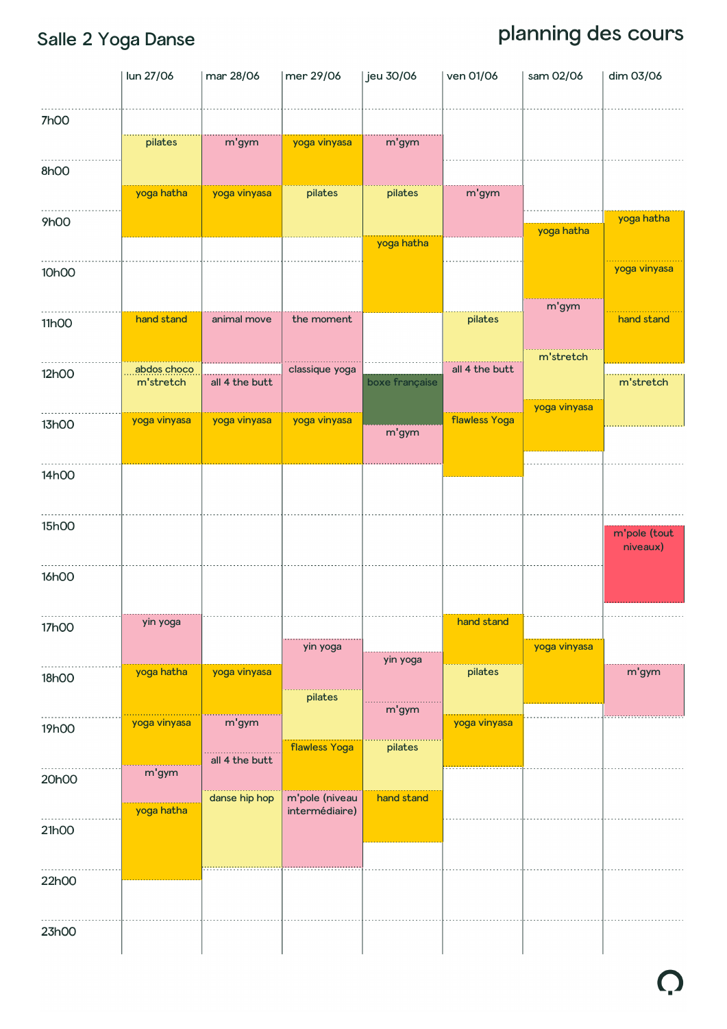# Salle 2 Yoga Danse

## planning des cours

| | lun 27/06 | mar 28/06 | mer 29/06 | jeu 30/06 | ven 01/06 | sam 02/06 | dim 03/06 |
|---|---|---|---|---|---|---|---|
| 7h00 | pilates | m'gym | yoga vinyasa | m'gym | | | |
| 8h00 | yoga hatha | yoga vinyasa | pilates | pilates | m'gym | | |
| 9h00 | | | | yoga hatha | | yoga hatha | yoga hatha |
| 10h00 | | | | | | | yoga vinyasa |
| 11h00 | hand stand | animal move | the moment | | pilates | m'gym | hand stand |
| 12h00 | abdos choco / m'stretch | all 4 the butt | classique yoga | boxe française | all 4 the butt | m'stretch | m'stretch |
| 13h00 | yoga vinyasa | yoga vinyasa | yoga vinyasa | m'gym | flawless Yoga | yoga vinyasa | |
| 14h00 | | | | | | | |
| 15h00 | | | | | | | m'pole (tout niveaux) |
| 16h00 | | | | | | | |
| 17h00 | yin yoga | | yin yoga | yin yoga | hand stand | yoga vinyasa | |
| 18h00 | yoga hatha | yoga vinyasa | pilates | m'gym | pilates | | m'gym |
| 19h00 | yoga vinyasa | m'gym / all 4 the butt | flawless Yoga | pilates | yoga vinyasa | | |
| 20h00 | m'gym / yoga hatha | danse hip hop | m'pole (niveau intermédiaire) | hand stand | | | |
| 21h00 | | | | | | | |
| 22h00 | | | | | | | |
| 23h00 | | | | | | | |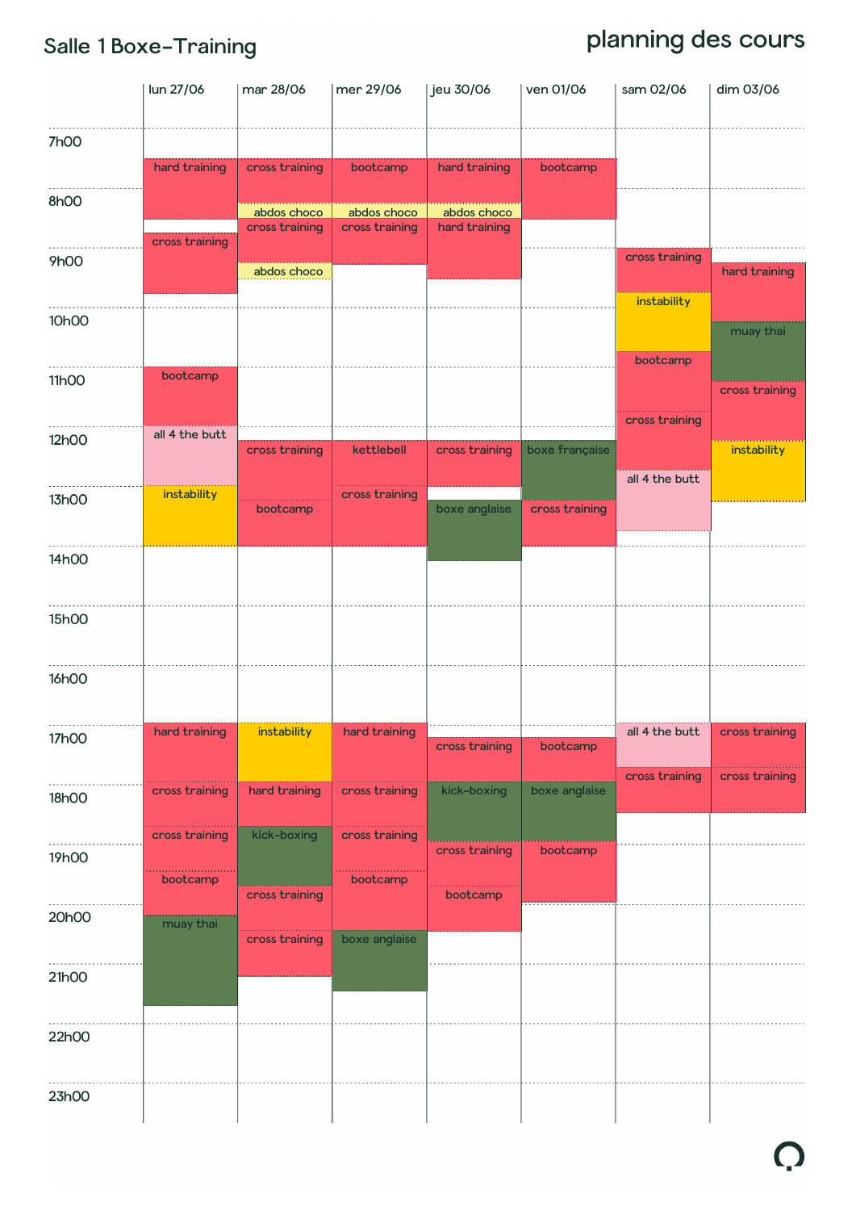## Salle 1 Boxe-Training

# planning des cours

| | lun 27/06 | mar 28/06 | mer 29/06 | jeu 30/06 | ven 01/06 | sam 02/06 | dim 03/06 |
|---|---|---|---|---|---|---|---|
| 7h00 | hard training | cross training | bootcamp | hard training | bootcamp | | |
| 8h00 | cross training | abdos choco<br>cross training | abdos choco<br>cross training | abdos choco<br>hard training | | | |
| 9h00 | | abdos choco | | | | cross training<br>instability | hard training |
| 10h00 | | | | | | bootcamp | muay thai |
| 11h00 | bootcamp | | | | | cross training | cross training |
| 12h00 | all 4 the butt | cross training | kettlebell | cross training | boxe française | all 4 the butt | instability |
| 13h00 | instability | bootcamp | cross training | boxe anglaise | cross training | | |
| 14h00 | | | | | | | |
| 15h00 | | | | | | | |
| 16h00 | | | | | | | |
| 17h00 | hard training | instability | hard training | cross training | bootcamp | all 4 the butt | cross training |
| 18h00 | cross training<br>cross training | hard training<br>kick-boxing | cross training<br>cross training | kick-boxing | boxe anglaise | cross training | cross training |
| 19h00 | bootcamp | cross training | bootcamp | cross training<br>bootcamp | bootcamp | | |
| 20h00 | muay thai | cross training | boxe anglaise | | | | |
| 21h00 | | | | | | | |
| 22h00 | | | | | | | |
| 23h00 | | | | | | | |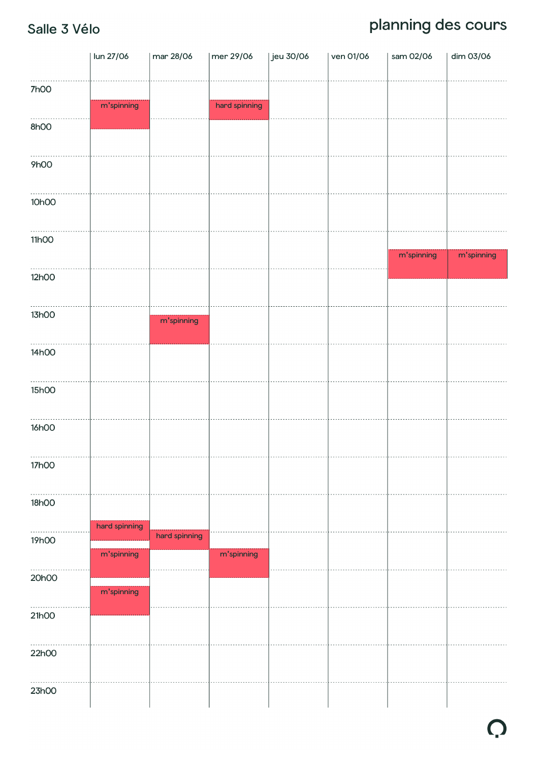# Salle 3 Vélo

## planning des cours

| | lun 27/06 | mar 28/06 | mer 29/06 | jeu 30/06 | ven 01/06 | sam 02/06 | dim 03/06 |
|---|---|---|---|---|---|---|---|
| 7h00 | m'spinning | | hard spinning | | | | |
| 8h00 | | | | | | | |
| 9h00 | | | | | | | |
| 10h00 | | | | | | | |
| 11h00 | | | | | | m'spinning | m'spinning |
| 12h00 | | | | | | | |
| 13h00 | | m'spinning | | | | | |
| 14h00 | | | | | | | |
| 15h00 | | | | | | | |
| 16h00 | | | | | | | |
| 17h00 | | | | | | | |
| 18h00 | hard spinning | hard spinning | | | | | |
| 19h00 | m'spinning | | m'spinning | | | | |
| 20h00 | m'spinning | | | | | | |
| 21h00 | | | | | | | |
| 22h00 | | | | | | | |
| 23h00 | | | | | | | |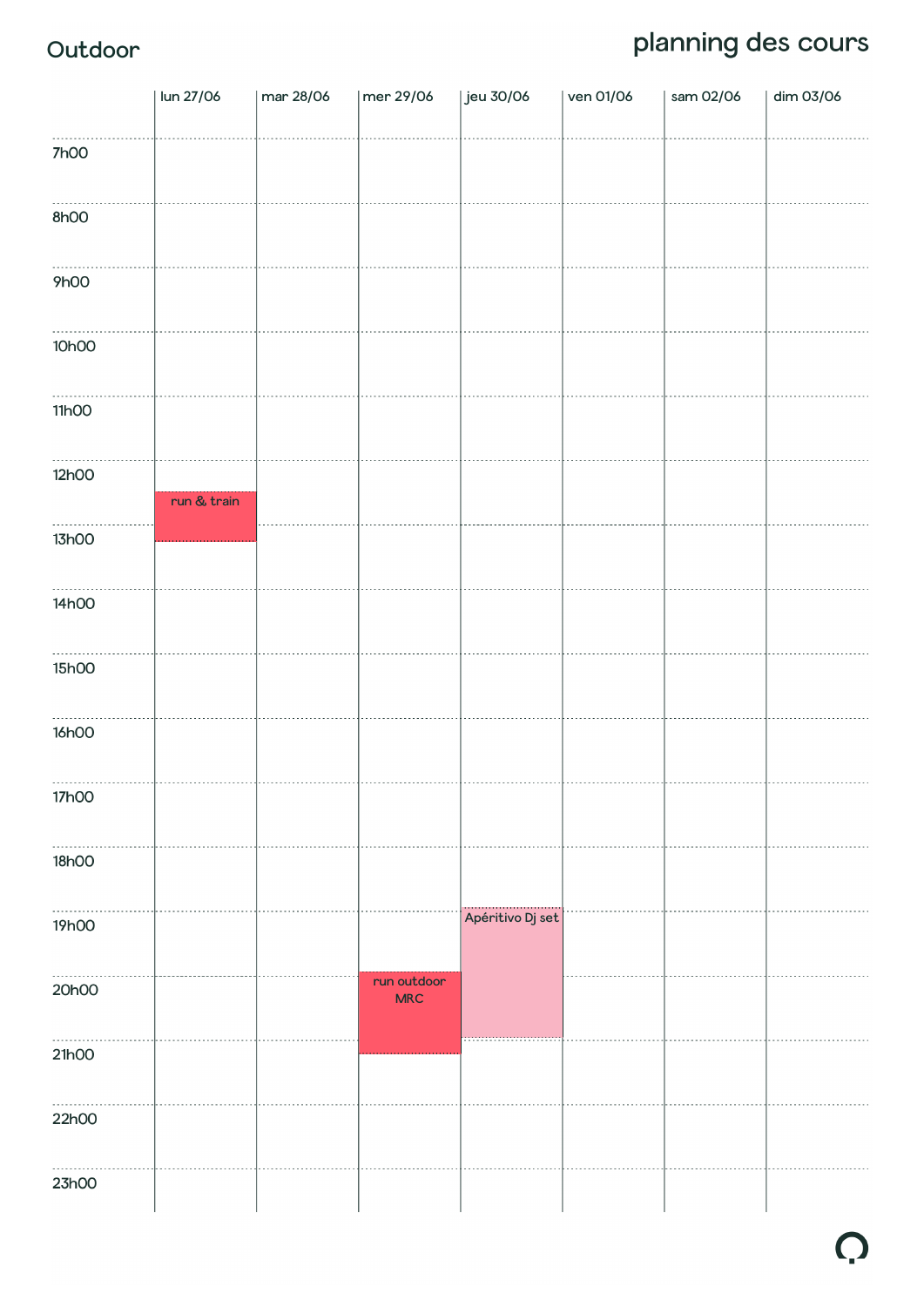Outdoor

# planning des cours

| | lun 27/06 | mar 28/06 | mer 29/06 | jeu 30/06 | ven 01/06 | sam 02/06 | dim 03/06 |
|---|---|---|---|---|---|---|---|
| 7h00 | | | | | | | |
| 8h00 | | | | | | | |
| 9h00 | | | | | | | |
| 10h00 | | | | | | | |
| 11h00 | | | | | | | |
| 12h00 | run & train | | | | | | |
| 13h00 | | | | | | | |
| 14h00 | | | | | | | |
| 15h00 | | | | | | | |
| 16h00 | | | | | | | |
| 17h00 | | | | | | | |
| 18h00 | | | | Apéritivo Dj set | | | |
| 19h00 | | | | | | | |
| 20h00 | | | run outdoor MRC | | | | |
| 21h00 | | | | | | | |
| 22h00 | | | | | | | |
| 23h00 | | | | | | | |